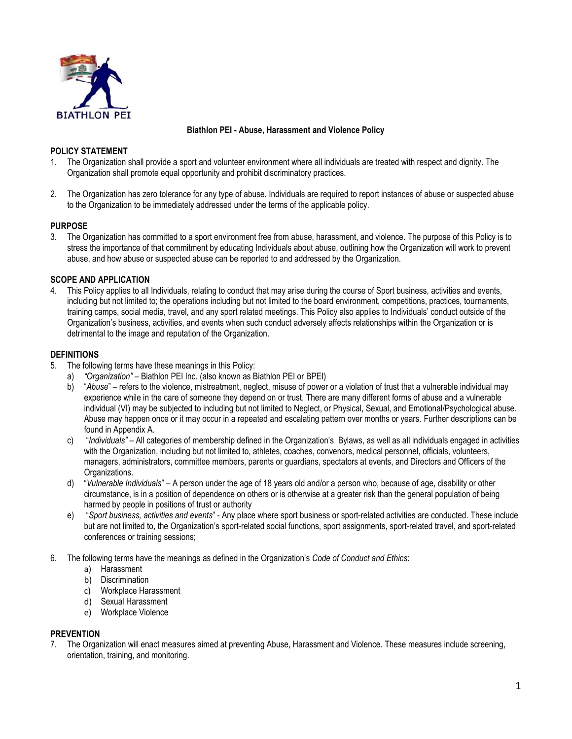BIATHLON PEI

**Biathlon PEI - Abuse, Harassment and Violence Policy**

## POLICY STATEMENT

1. The Organization shall provide a sport and volunteer environment where all individuals are treated with respect and dignity. The Organization shall promote equal opportunity and prohibit discriminatory practices.

2. The Organization has zero tolerance for any type of abuse. Individuals are required to report instances of abuse or suspected abuse to the Organization to be immediately addressed under the terms of the applicable policy.

## PURPOSE

3. The Organization has committed to a sport environment free from abuse, harassment, and violence. The purpose of this Policy is to stress the importance of that commitment by educating Individuals about abuse, outlining how the Organization will work to prevent abuse, and how abuse or suspected abuse can be reported to and addressed by the Organization.

## SCOPE AND APPLICATION

4. This Policy applies to all Individuals, relating to conduct that may arise during the course of Sport business, activities and events, including but not limited to; the operations including but not limited to the board environment, competitions, practices, tournaments, training camps, social media, travel, and any sport related meetings. This Policy also applies to Individuals' conduct outside of the Organization's business, activities, and events when such conduct adversely affects relationships within the Organization or is detrimental to the image and reputation of the Organization.

## DEFINITIONS

5. The following terms have these meanings in this Policy:
   a) *"Organization"* – Biathlon PEI Inc. (also known as Biathlon PEI or BPEI)
   b) "*Abuse*" – refers to the violence, mistreatment, neglect, misuse of power or a violation of trust that a vulnerable individual may experience while in the care of someone they depend on or trust. There are many different forms of abuse and a vulnerable individual (VI) may be subjected to including but not limited to Neglect, or Physical, Sexual, and Emotional/Psychological abuse. Abuse may happen once or it may occur in a repeated and escalating pattern over months or years. Further descriptions can be found in Appendix A.
   c) "*Individuals"* – All categories of membership defined in the Organization's Bylaws, as well as all individuals engaged in activities with the Organization, including but not limited to, athletes, coaches, convenors, medical personnel, officials, volunteers, managers, administrators, committee members, parents or guardians, spectators at events, and Directors and Officers of the Organizations.
   d) "*Vulnerable Individuals*" – A person under the age of 18 years old and/or a person who, because of age, disability or other circumstance, is in a position of dependence on others or is otherwise at a greater risk than the general population of being harmed by people in positions of trust or authority
   e) "*Sport business, activities and events*" - Any place where sport business or sport-related activities are conducted. These include but are not limited to, the Organization's sport-related social functions, sport assignments, sport-related travel, and sport-related conferences or training sessions;

6. The following terms have the meanings as defined in the Organization's *Code of Conduct and Ethics*:
   a) Harassment
   b) Discrimination
   c) Workplace Harassment
   d) Sexual Harassment
   e) Workplace Violence

## PREVENTION

7. The Organization will enact measures aimed at preventing Abuse, Harassment and Violence. These measures include screening, orientation, training, and monitoring.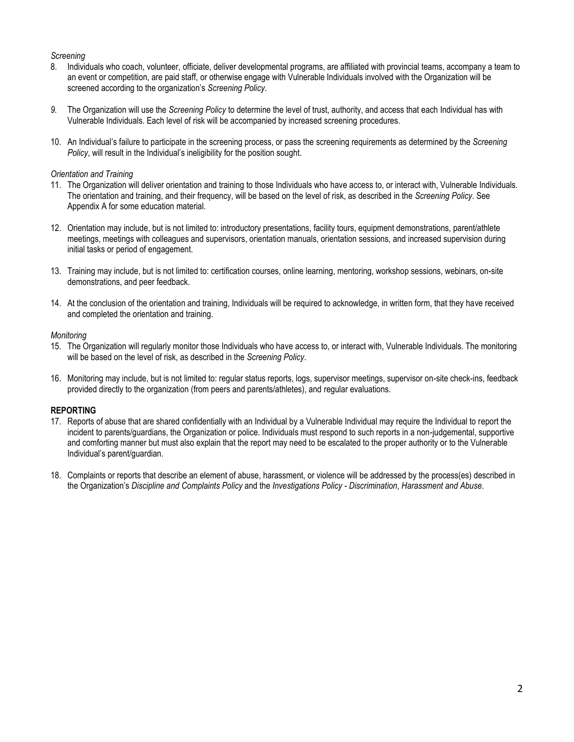*Screening*

8. Individuals who coach, volunteer, officiate, deliver developmental programs, are affiliated with provincial teams, accompany a team to an event or competition, are paid staff, or otherwise engage with Vulnerable Individuals involved with the Organization will be screened according to the organization's *Screening Policy*.

9. The Organization will use the *Screening Policy* to determine the level of trust, authority, and access that each Individual has with Vulnerable Individuals. Each level of risk will be accompanied by increased screening procedures.

10. An Individual's failure to participate in the screening process, or pass the screening requirements as determined by the *Screening Policy*, will result in the Individual's ineligibility for the position sought.

*Orientation and Training*

11. The Organization will deliver orientation and training to those Individuals who have access to, or interact with, Vulnerable Individuals. The orientation and training, and their frequency, will be based on the level of risk, as described in the *Screening Policy*. See Appendix A for some education material.

12. Orientation may include, but is not limited to: introductory presentations, facility tours, equipment demonstrations, parent/athlete meetings, meetings with colleagues and supervisors, orientation manuals, orientation sessions, and increased supervision during initial tasks or period of engagement.

13. Training may include, but is not limited to: certification courses, online learning, mentoring, workshop sessions, webinars, on-site demonstrations, and peer feedback.

14. At the conclusion of the orientation and training, Individuals will be required to acknowledge, in written form, that they have received and completed the orientation and training.

*Monitoring*

15. The Organization will regularly monitor those Individuals who have access to, or interact with, Vulnerable Individuals. The monitoring will be based on the level of risk, as described in the *Screening Policy*.

16. Monitoring may include, but is not limited to: regular status reports, logs, supervisor meetings, supervisor on-site check-ins, feedback provided directly to the organization (from peers and parents/athletes), and regular evaluations.

**REPORTING**

17. Reports of abuse that are shared confidentially with an Individual by a Vulnerable Individual may require the Individual to report the incident to parents/guardians, the Organization or police. Individuals must respond to such reports in a non-judgemental, supportive and comforting manner but must also explain that the report may need to be escalated to the proper authority or to the Vulnerable Individual's parent/guardian.

18. Complaints or reports that describe an element of abuse, harassment, or violence will be addressed by the process(es) described in the Organization's *Discipline and Complaints Policy* and the *Investigations Policy - Discrimination*, *Harassment and Abuse*.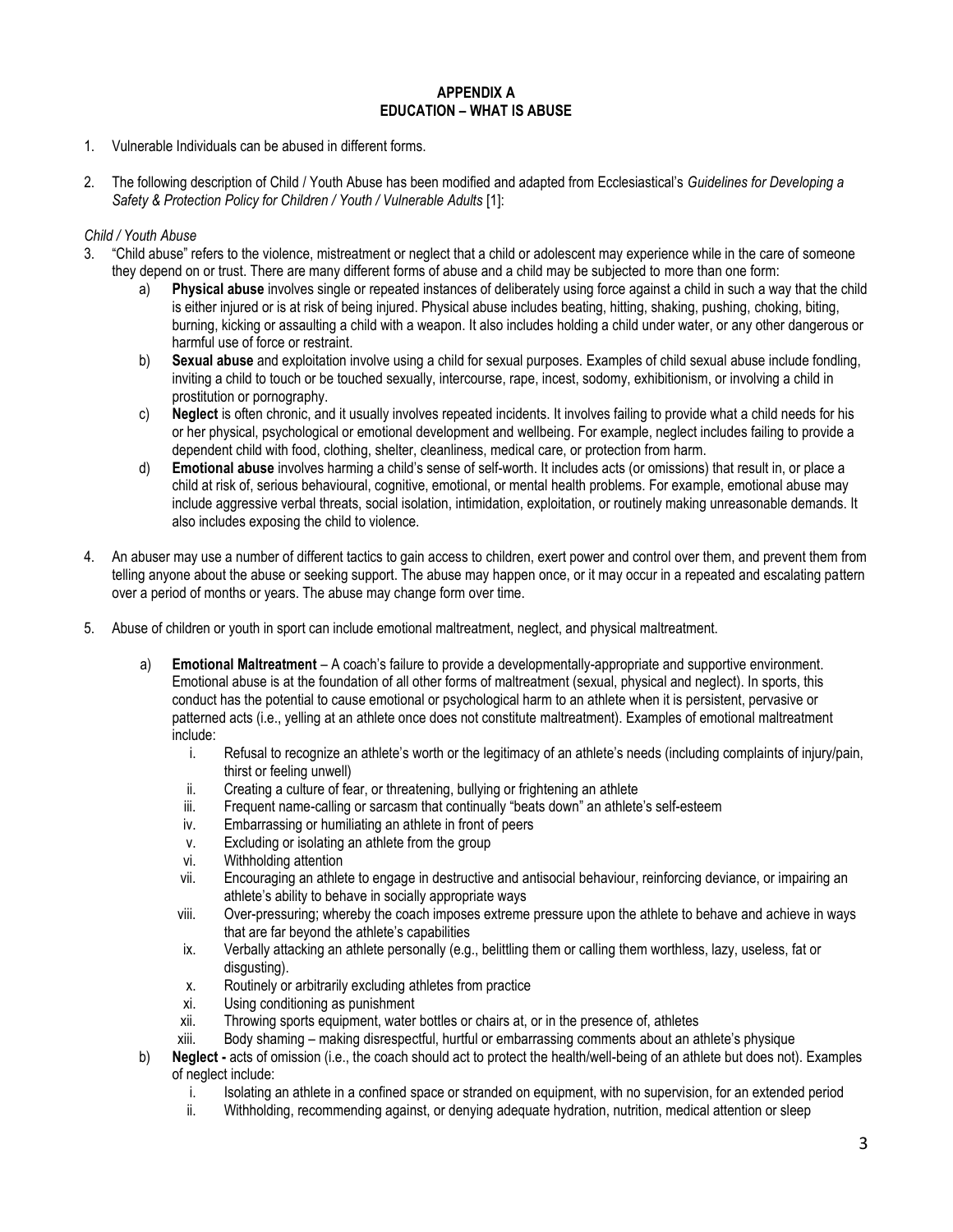# APPENDIX A
## EDUCATION – WHAT IS ABUSE

1. Vulnerable Individuals can be abused in different forms.

2. The following description of Child / Youth Abuse has been modified and adapted from Ecclesiastical's *Guidelines for Developing a Safety & Protection Policy for Children / Youth / Vulnerable Adults* [1]:

*Child / Youth Abuse*

3. "Child abuse" refers to the violence, mistreatment or neglect that a child or adolescent may experience while in the care of someone they depend on or trust. There are many different forms of abuse and a child may be subjected to more than one form:
   a) **Physical abuse** involves single or repeated instances of deliberately using force against a child in such a way that the child is either injured or is at risk of being injured. Physical abuse includes beating, hitting, shaking, pushing, choking, biting, burning, kicking or assaulting a child with a weapon. It also includes holding a child under water, or any other dangerous or harmful use of force or restraint.
   b) **Sexual abuse** and exploitation involve using a child for sexual purposes. Examples of child sexual abuse include fondling, inviting a child to touch or be touched sexually, intercourse, rape, incest, sodomy, exhibitionism, or involving a child in prostitution or pornography.
   c) **Neglect** is often chronic, and it usually involves repeated incidents. It involves failing to provide what a child needs for his or her physical, psychological or emotional development and wellbeing. For example, neglect includes failing to provide a dependent child with food, clothing, shelter, cleanliness, medical care, or protection from harm.
   d) **Emotional abuse** involves harming a child's sense of self-worth. It includes acts (or omissions) that result in, or place a child at risk of, serious behavioural, cognitive, emotional, or mental health problems. For example, emotional abuse may include aggressive verbal threats, social isolation, intimidation, exploitation, or routinely making unreasonable demands. It also includes exposing the child to violence.

4. An abuser may use a number of different tactics to gain access to children, exert power and control over them, and prevent them from telling anyone about the abuse or seeking support. The abuse may happen once, or it may occur in a repeated and escalating pattern over a period of months or years. The abuse may change form over time.

5. Abuse of children or youth in sport can include emotional maltreatment, neglect, and physical maltreatment.

   a) **Emotional Maltreatment** – A coach's failure to provide a developmentally-appropriate and supportive environment. Emotional abuse is at the foundation of all other forms of maltreatment (sexual, physical and neglect). In sports, this conduct has the potential to cause emotional or psychological harm to an athlete when it is persistent, pervasive or patterned acts (i.e., yelling at an athlete once does not constitute maltreatment). Examples of emotional maltreatment include:
      i. Refusal to recognize an athlete's worth or the legitimacy of an athlete's needs (including complaints of injury/pain, thirst or feeling unwell)
      ii. Creating a culture of fear, or threatening, bullying or frightening an athlete
      iii. Frequent name-calling or sarcasm that continually "beats down" an athlete's self-esteem
      iv. Embarrassing or humiliating an athlete in front of peers
      v. Excluding or isolating an athlete from the group
      vi. Withholding attention
      vii. Encouraging an athlete to engage in destructive and antisocial behaviour, reinforcing deviance, or impairing an athlete's ability to behave in socially appropriate ways
      viii. Over-pressuring; whereby the coach imposes extreme pressure upon the athlete to behave and achieve in ways that are far beyond the athlete's capabilities
      ix. Verbally attacking an athlete personally (e.g., belittling them or calling them worthless, lazy, useless, fat or disgusting).
      x. Routinely or arbitrarily excluding athletes from practice
      xi. Using conditioning as punishment
      xii. Throwing sports equipment, water bottles or chairs at, or in the presence of, athletes
      xiii. Body shaming – making disrespectful, hurtful or embarrassing comments about an athlete's physique
   b) **Neglect -** acts of omission (i.e., the coach should act to protect the health/well-being of an athlete but does not). Examples of neglect include:
      i. Isolating an athlete in a confined space or stranded on equipment, with no supervision, for an extended period
      ii. Withholding, recommending against, or denying adequate hydration, nutrition, medical attention or sleep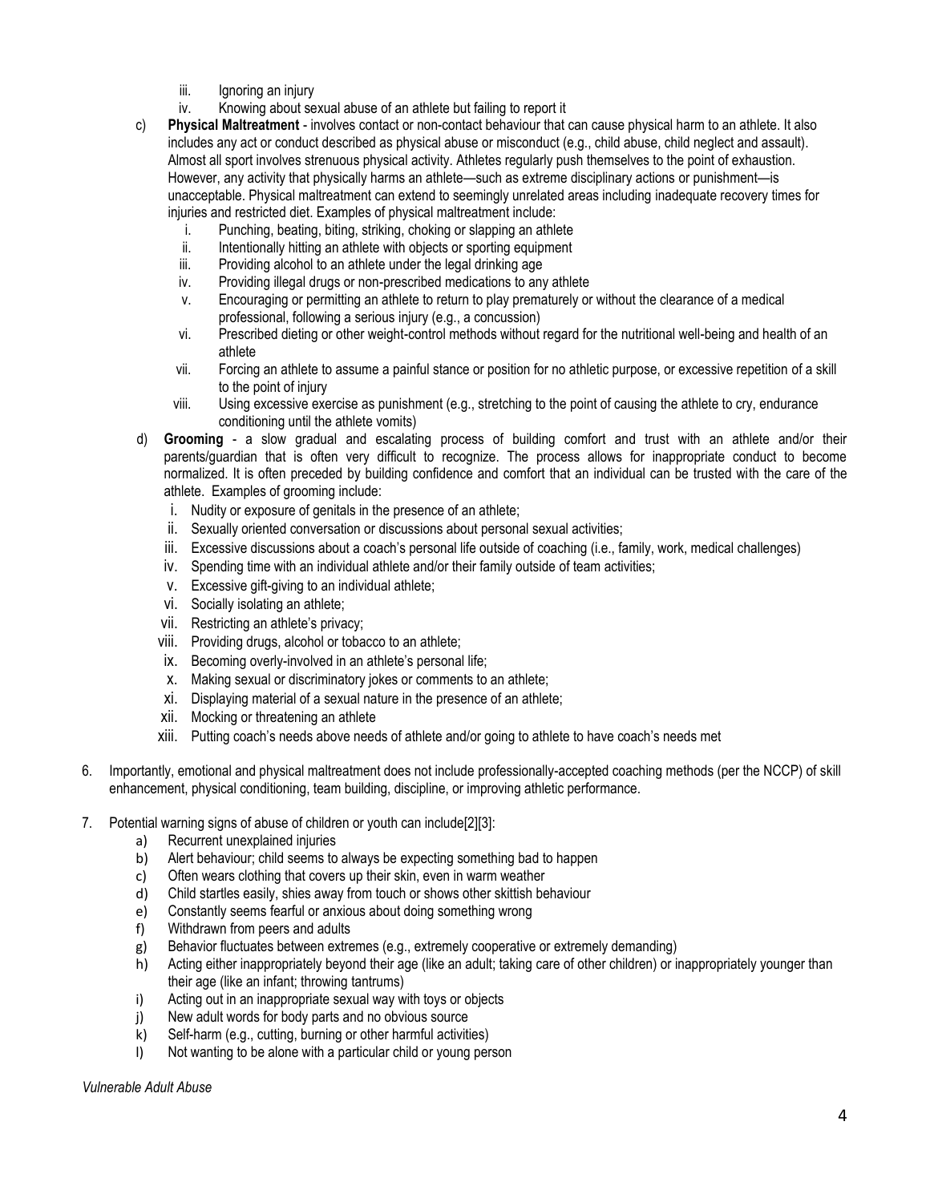iii. Ignoring an injury
   iv. Knowing about sexual abuse of an athlete but failing to report it

c) **Physical Maltreatment** - involves contact or non-contact behaviour that can cause physical harm to an athlete. It also includes any act or conduct described as physical abuse or misconduct (e.g., child abuse, child neglect and assault). Almost all sport involves strenuous physical activity. Athletes regularly push themselves to the point of exhaustion. However, any activity that physically harms an athlete—such as extreme disciplinary actions or punishment—is unacceptable. Physical maltreatment can extend to seemingly unrelated areas including inadequate recovery times for injuries and restricted diet. Examples of physical maltreatment include:
   i. Punching, beating, biting, striking, choking or slapping an athlete
   ii. Intentionally hitting an athlete with objects or sporting equipment
   iii. Providing alcohol to an athlete under the legal drinking age
   iv. Providing illegal drugs or non-prescribed medications to any athlete
   v. Encouraging or permitting an athlete to return to play prematurely or without the clearance of a medical professional, following a serious injury (e.g., a concussion)
   vi. Prescribed dieting or other weight-control methods without regard for the nutritional well-being and health of an athlete
   vii. Forcing an athlete to assume a painful stance or position for no athletic purpose, or excessive repetition of a skill to the point of injury
   viii. Using excessive exercise as punishment (e.g., stretching to the point of causing the athlete to cry, endurance conditioning until the athlete vomits)

d) **Grooming** - a slow gradual and escalating process of building comfort and trust with an athlete and/or their parents/guardian that is often very difficult to recognize. The process allows for inappropriate conduct to become normalized. It is often preceded by building confidence and comfort that an individual can be trusted with the care of the athlete. Examples of grooming include:
   i. Nudity or exposure of genitals in the presence of an athlete;
   ii. Sexually oriented conversation or discussions about personal sexual activities;
   iii. Excessive discussions about a coach's personal life outside of coaching (i.e., family, work, medical challenges)
   iv. Spending time with an individual athlete and/or their family outside of team activities;
   v. Excessive gift-giving to an individual athlete;
   vi. Socially isolating an athlete;
   vii. Restricting an athlete's privacy;
   viii. Providing drugs, alcohol or tobacco to an athlete;
   ix. Becoming overly-involved in an athlete's personal life;
   x. Making sexual or discriminatory jokes or comments to an athlete;
   xi. Displaying material of a sexual nature in the presence of an athlete;
   xii. Mocking or threatening an athlete
   xiii. Putting coach's needs above needs of athlete and/or going to athlete to have coach's needs met

6. Importantly, emotional and physical maltreatment does not include professionally-accepted coaching methods (per the NCCP) of skill enhancement, physical conditioning, team building, discipline, or improving athletic performance.

7. Potential warning signs of abuse of children or youth can include[2][3]:
   a) Recurrent unexplained injuries
   b) Alert behaviour; child seems to always be expecting something bad to happen
   c) Often wears clothing that covers up their skin, even in warm weather
   d) Child startles easily, shies away from touch or shows other skittish behaviour
   e) Constantly seems fearful or anxious about doing something wrong
   f) Withdrawn from peers and adults
   g) Behavior fluctuates between extremes (e.g., extremely cooperative or extremely demanding)
   h) Acting either inappropriately beyond their age (like an adult; taking care of other children) or inappropriately younger than their age (like an infant; throwing tantrums)
   i) Acting out in an inappropriate sexual way with toys or objects
   j) New adult words for body parts and no obvious source
   k) Self-harm (e.g., cutting, burning or other harmful activities)
   l) Not wanting to be alone with a particular child or young person

*Vulnerable Adult Abuse*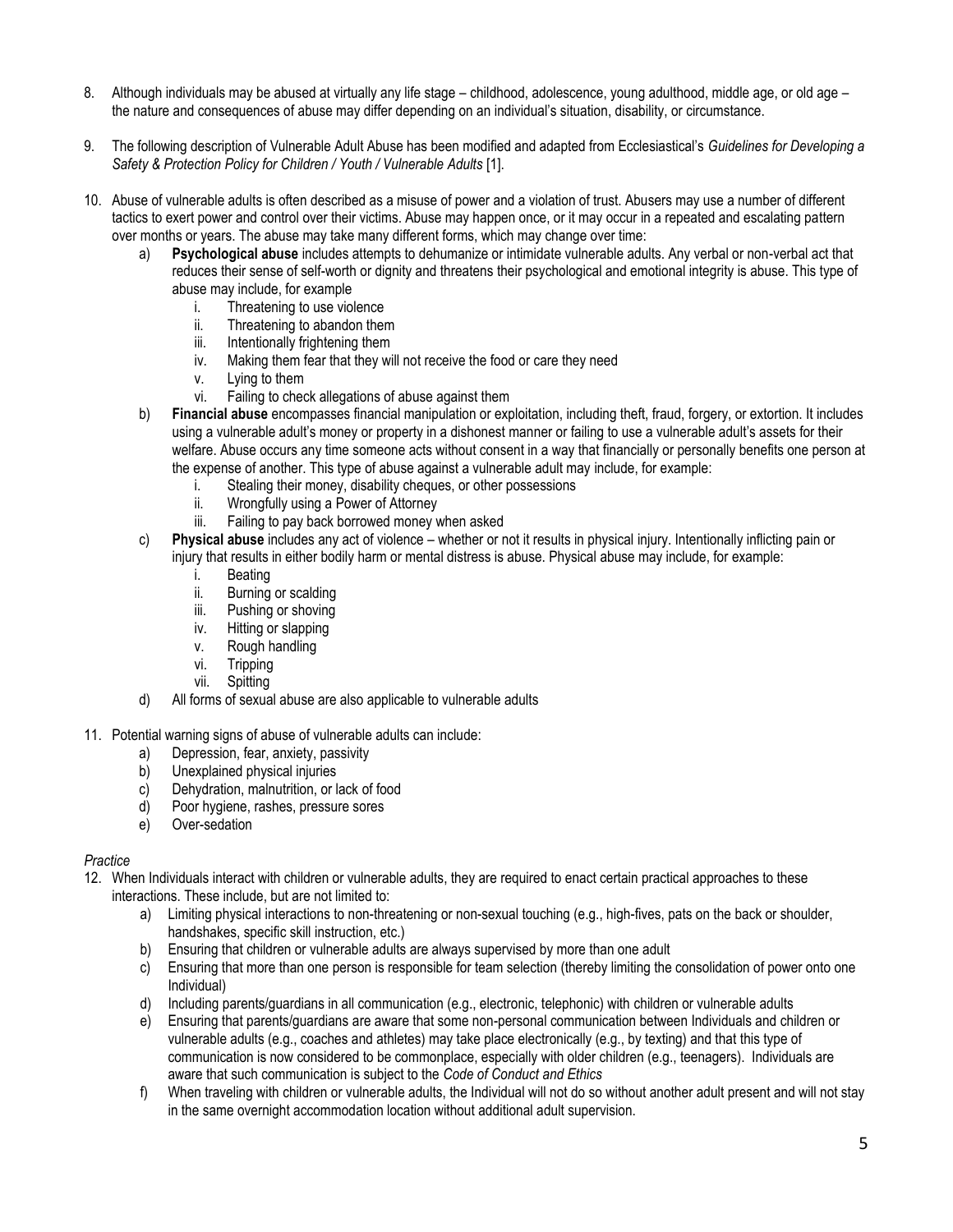8. Although individuals may be abused at virtually any life stage – childhood, adolescence, young adulthood, middle age, or old age – the nature and consequences of abuse may differ depending on an individual's situation, disability, or circumstance.

9. The following description of Vulnerable Adult Abuse has been modified and adapted from Ecclesiastical's *Guidelines for Developing a Safety & Protection Policy for Children / Youth / Vulnerable Adults* [1].

10. Abuse of vulnerable adults is often described as a misuse of power and a violation of trust. Abusers may use a number of different tactics to exert power and control over their victims. Abuse may happen once, or it may occur in a repeated and escalating pattern over months or years. The abuse may take many different forms, which may change over time:
    a) **Psychological abuse** includes attempts to dehumanize or intimidate vulnerable adults. Any verbal or non-verbal act that reduces their sense of self-worth or dignity and threatens their psychological and emotional integrity is abuse. This type of abuse may include, for example
        i. Threatening to use violence
        ii. Threatening to abandon them
        iii. Intentionally frightening them
        iv. Making them fear that they will not receive the food or care they need
        v. Lying to them
        vi. Failing to check allegations of abuse against them
    b) **Financial abuse** encompasses financial manipulation or exploitation, including theft, fraud, forgery, or extortion. It includes using a vulnerable adult's money or property in a dishonest manner or failing to use a vulnerable adult's assets for their welfare. Abuse occurs any time someone acts without consent in a way that financially or personally benefits one person at the expense of another. This type of abuse against a vulnerable adult may include, for example:
        i. Stealing their money, disability cheques, or other possessions
        ii. Wrongfully using a Power of Attorney
        iii. Failing to pay back borrowed money when asked
    c) **Physical abuse** includes any act of violence – whether or not it results in physical injury. Intentionally inflicting pain or injury that results in either bodily harm or mental distress is abuse. Physical abuse may include, for example:
        i. Beating
        ii. Burning or scalding
        iii. Pushing or shoving
        iv. Hitting or slapping
        v. Rough handling
        vi. Tripping
        vii. Spitting
    d) All forms of sexual abuse are also applicable to vulnerable adults

11. Potential warning signs of abuse of vulnerable adults can include:
    a) Depression, fear, anxiety, passivity
    b) Unexplained physical injuries
    c) Dehydration, malnutrition, or lack of food
    d) Poor hygiene, rashes, pressure sores
    e) Over-sedation

*Practice*

12. When Individuals interact with children or vulnerable adults, they are required to enact certain practical approaches to these interactions. These include, but are not limited to:
    a) Limiting physical interactions to non-threatening or non-sexual touching (e.g., high-fives, pats on the back or shoulder, handshakes, specific skill instruction, etc.)
    b) Ensuring that children or vulnerable adults are always supervised by more than one adult
    c) Ensuring that more than one person is responsible for team selection (thereby limiting the consolidation of power onto one Individual)
    d) Including parents/guardians in all communication (e.g., electronic, telephonic) with children or vulnerable adults
    e) Ensuring that parents/guardians are aware that some non-personal communication between Individuals and children or vulnerable adults (e.g., coaches and athletes) may take place electronically (e.g., by texting) and that this type of communication is now considered to be commonplace, especially with older children (e.g., teenagers). Individuals are aware that such communication is subject to the *Code of Conduct and Ethics*
    f) When traveling with children or vulnerable adults, the Individual will not do so without another adult present and will not stay in the same overnight accommodation location without additional adult supervision.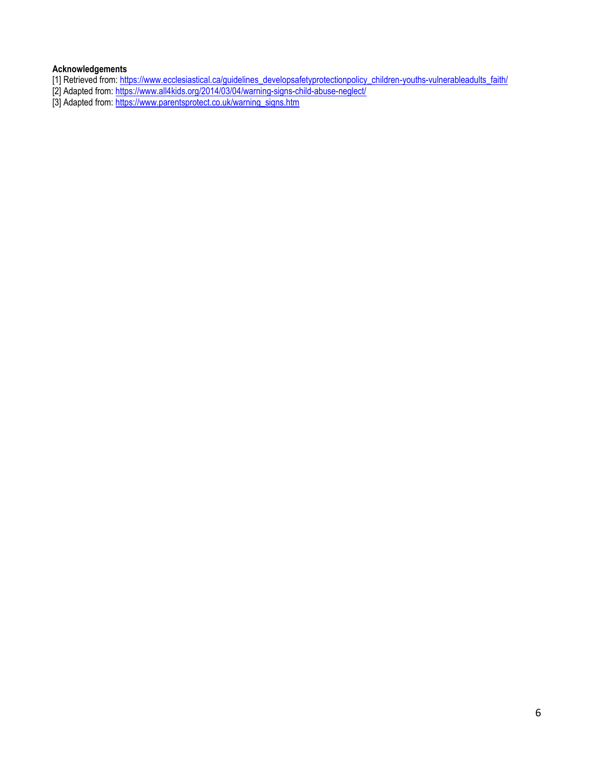**Acknowledgements**

[1] Retrieved from: https://www.ecclesiastical.ca/guidelines_developsafetyprotectionpolicy_children-youths-vulnerableadults_faith/
[2] Adapted from: https://www.all4kids.org/2014/03/04/warning-signs-child-abuse-neglect/
[3] Adapted from: https://www.parentsprotect.co.uk/warning_signs.htm